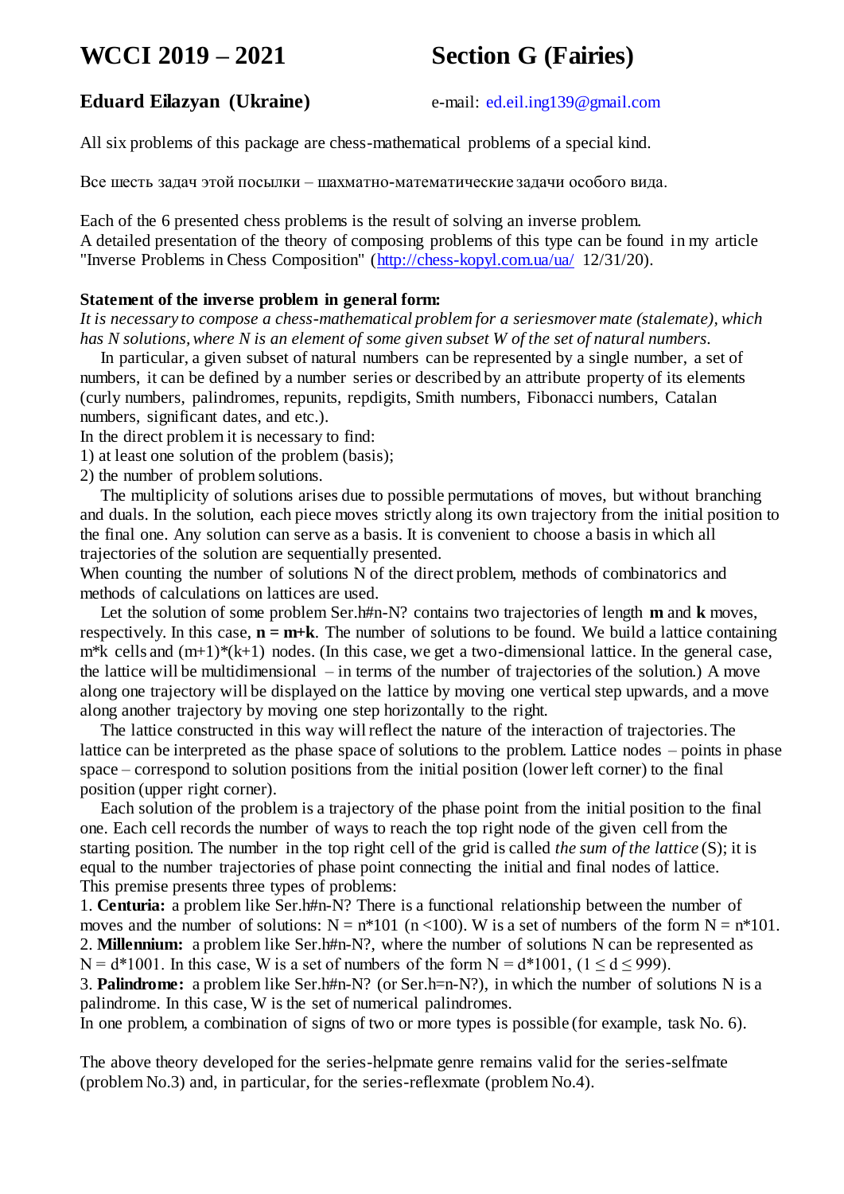# WCCI 2019 – 2021 Section G (Fairies)

**Eduard Eilazyan (Ukraine)** e-mail: ed.eil.ing139@gmail.com

All six problems of this package are chess-mathematical problems of a special kind.

Все шесть задач этой посылки – шахматно-математические задачи особого вида.

Each of the 6 presented chess problems is the result of solving an inverse problem.
A detailed presentation of the theory of composing problems of this type can be found in my article "Inverse Problems in Chess Composition" (http://chess-kopyl.com.ua/ua/ 12/31/20).

**Statement of the inverse problem in general form:**
*It is necessary to compose a chess-mathematical problem for a seriesmover mate (stalemate), which has N solutions, where N is an element of some given subset W of the set of natural numbers.*

In particular, a given subset of natural numbers can be represented by a single number, a set of numbers, it can be defined by a number series or described by an attribute property of its elements (curly numbers, palindromes, repunits, repdigits, Smith numbers, Fibonacci numbers, Catalan numbers, significant dates, and etc.).

In the direct problem it is necessary to find:
1) at least one solution of the problem (basis);
2) the number of problem solutions.

The multiplicity of solutions arises due to possible permutations of moves, but without branching and duals. In the solution, each piece moves strictly along its own trajectory from the initial position to the final one. Any solution can serve as a basis. It is convenient to choose a basis in which all trajectories of the solution are sequentially presented.
When counting the number of solutions N of the direct problem, methods of combinatorics and methods of calculations on lattices are used.

Let the solution of some problem Ser.h#n-N? contains two trajectories of length **m** and **k** moves, respectively. In this case, **n = m+k**. The number of solutions to be found. We build a lattice containing m*k cells and (m+1)*(k+1) nodes. (In this case, we get a two-dimensional lattice. In the general case, the lattice will be multidimensional – in terms of the number of trajectories of the solution.) A move along one trajectory will be displayed on the lattice by moving one vertical step upwards, and a move along another trajectory by moving one step horizontally to the right.

The lattice constructed in this way will reflect the nature of the interaction of trajectories. The lattice can be interpreted as the phase space of solutions to the problem. Lattice nodes – points in phase space – correspond to solution positions from the initial position (lower left corner) to the final position (upper right corner).

Each solution of the problem is a trajectory of the phase point from the initial position to the final one. Each cell records the number of ways to reach the top right node of the given cell from the starting position. The number in the top right cell of the grid is called *the sum of the lattice* (S); it is equal to the number trajectories of phase point connecting the initial and final nodes of lattice.
This premise presents three types of problems:
1. **Centuria:** a problem like Ser.h#n-N? There is a functional relationship between the number of moves and the number of solutions: N = n*101 (n <100). W is a set of numbers of the form N = n*101.
2. **Millennium:** a problem like Ser.h#n-N?, where the number of solutions N can be represented as N = d*1001. In this case, W is a set of numbers of the form N = d*1001, (1 ≤ d ≤ 999).
3. **Palindrome:** a problem like Ser.h#n-N? (or Ser.h=n-N?), in which the number of solutions N is a palindrome. In this case, W is the set of numerical palindromes.
In one problem, a combination of signs of two or more types is possible (for example, task No. 6).

The above theory developed for the series-helpmate genre remains valid for the series-selfmate (problem No.3) and, in particular, for the series-reflexmate (problem No.4).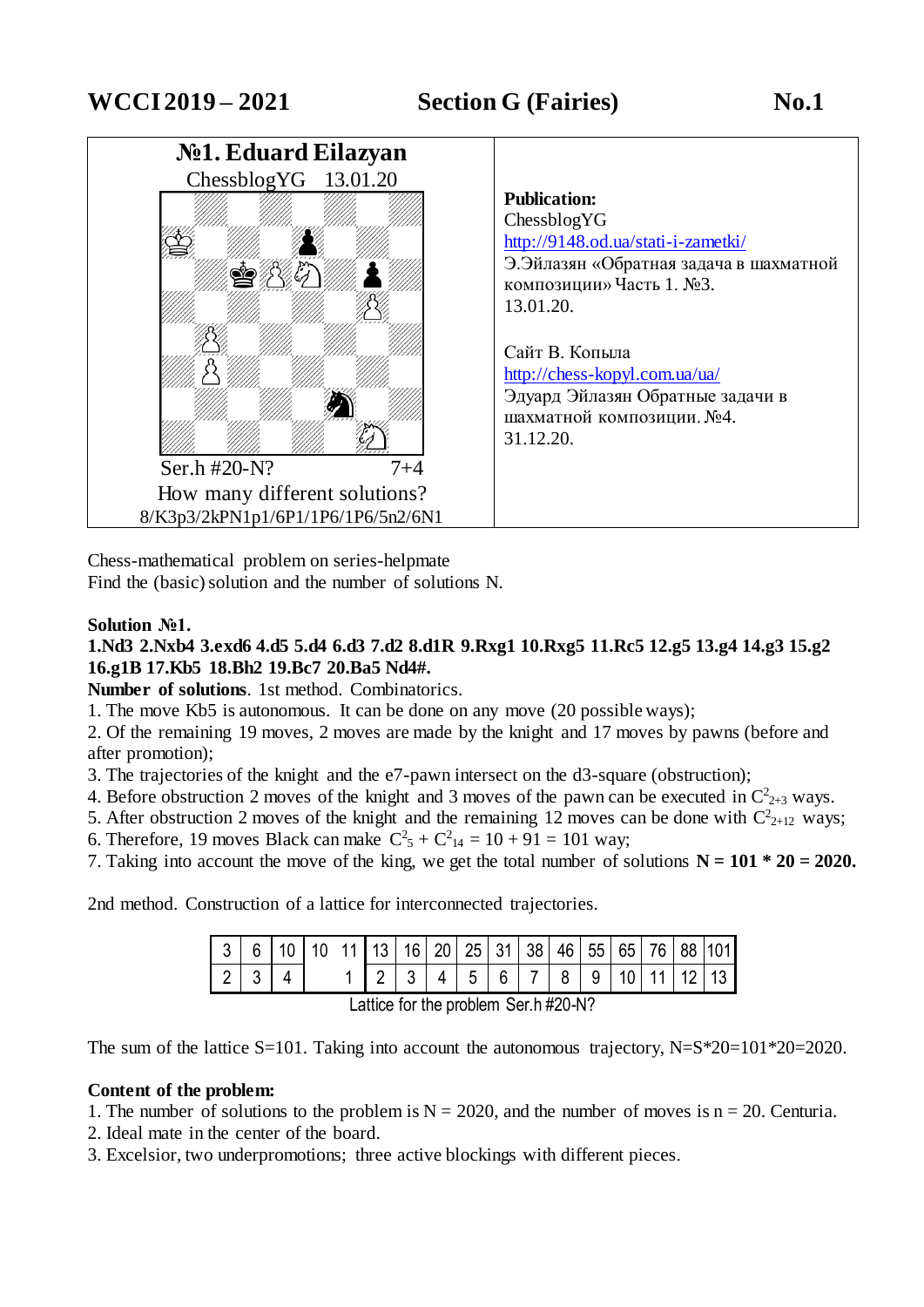# WCCI 2019 – 2021 Section G (Fairies) No.1

| **№1. Eduard Eilazyan** ChessblogYG 13.01.20 | **Publication:** |
|---|---|
| Ser.h #20-N? 7+4 | ChessblogYG |
| How many different solutions? | http://9148.od.ua/stati-i-zametki/ |
| 8/K3p3/2kPN1p1/6P1/1P6/1P6/5n2/6N1 | Э.Эйлазян «Обратная задача в шахматной композиции» Часть 1. №3. 13.01.20. |
| | Сайт В. Копыла |
| | http://chess-kopyl.com.ua/ua/ |
| | Эдуард Эйлазян Обратные задачи в шахматной композиции. №4. 31.12.20. |

Chess-mathematical problem on series-helpmate
Find the (basic) solution and the number of solutions N.

**Solution №1.**

**1.Nd3 2.Nxb4 3.exd6 4.d5 5.d4 6.d3 7.d2 8.d1R 9.Rxg1 10.Rxg5 11.Rc5 12.g5 13.g4 14.g3 15.g2 16.g1B 17.Kb5 18.Bh2 19.Bc7 20.Ba5 Nd4#.**

**Number of solutions**. 1st method. Combinatorics.

1. The move Kb5 is autonomous. It can be done on any move (20 possible ways);
2. Of the remaining 19 moves, 2 moves are made by the knight and 17 moves by pawns (before and after promotion);
3. The trajectories of the knight and the e7-pawn intersect on the d3-square (obstruction);
4. Before obstruction 2 moves of the knight and 3 moves of the pawn can be executed in $C^2_{2+3}$ ways.
5. After obstruction 2 moves of the knight and the remaining 12 moves can be done with $C^2_{2+12}$ ways;
6. Therefore, 19 moves Black can make $C^2_5 + C^2_{14} = 10 + 91 = 101$ way;
7. Taking into account the move of the king, we get the total number of solutions **N = 101 * 20 = 2020.**

2nd method. Construction of a lattice for interconnected trajectories.

| 3 | 6 | 10 | 10 | 11 | 13 | 16 | 20 | 25 | 31 | 38 | 46 | 55 | 65 | 76 | 88 | 101 |
|---|---|---|---|---|---|---|---|---|---|---|---|---|---|---|---|---|
| 2 | 3 | 4 | | 1 | 2 | 3 | 4 | 5 | 6 | 7 | 8 | 9 | 10 | 11 | 12 | 13 |

Lattice for the problem Ser.h #20-N?

The sum of the lattice S=101. Taking into account the autonomous trajectory, N=S*20=101*20=2020.

**Content of the problem:**

1. The number of solutions to the problem is N = 2020, and the number of moves is n = 20. Centuria.
2. Ideal mate in the center of the board.
3. Excelsior, two underpromotions; three active blockings with different pieces.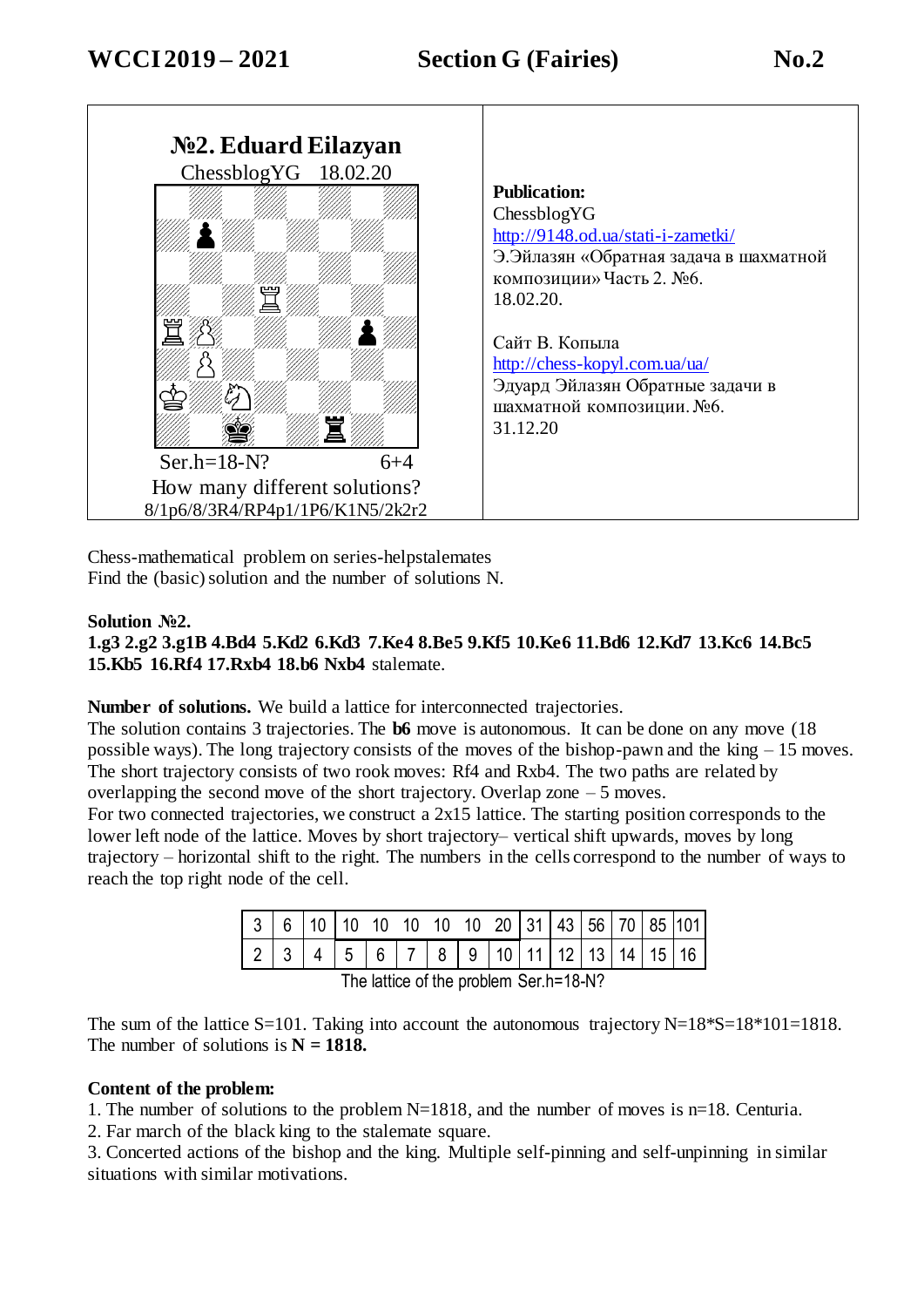**WCCI 2019 – 2021** **Section G (Fairies)** **No.2**

**№2. Eduard Eilazyan**
ChessblogYG 18.02.20

Ser.h=18-N? 6+4
How many different solutions?
8/1p6/8/3R4/RP4p1/1P6/K1N5/2k2r2

**Publication:**
ChessblogYG
http://9148.od.ua/stati-i-zametki/
Э.Эйлазян «Обратная задача в шахматной композиции» Часть 2. №6.
18.02.20.

Сайт В. Копыла
http://chess-kopyl.com.ua/ua/
Эдуард Эйлазян Обратные задачи в шахматной композиции. №6.
31.12.20

Chess-mathematical problem on series-helpstalemates
Find the (basic) solution and the number of solutions N.

**Solution №2.**
**1.g3 2.g2 3.g1B 4.Bd4 5.Kd2 6.Kd3 7.Ke4 8.Be5 9.Kf5 10.Ke6 11.Bd6 12.Kd7 13.Kc6 14.Bc5 15.Kb5 16.Rf4 17.Rxb4 18.b6 Nxb4** stalemate.

**Number of solutions.** We build a lattice for interconnected trajectories.
The solution contains 3 trajectories. The **b6** move is autonomous. It can be done on any move (18 possible ways). The long trajectory consists of the moves of the bishop-pawn and the king – 15 moves. The short trajectory consists of two rook moves: Rf4 and Rxb4. The two paths are related by overlapping the second move of the short trajectory. Overlap zone – 5 moves.
For two connected trajectories, we construct a 2x15 lattice. The starting position corresponds to the lower left node of the lattice. Moves by short trajectory– vertical shift upwards, moves by long trajectory – horizontal shift to the right. The numbers in the cells correspond to the number of ways to reach the top right node of the cell.

| 3 | 6 | 10 | 10 | 10 | 10 | 10 | 10 | 20 | 31 | 43 | 56 | 70 | 85 | 101 |
|---|---|---|---|---|---|---|---|---|---|---|---|---|---|---|
| 2 | 3 | 4 | 5 | 6 | 7 | 8 | 9 | 10 | 11 | 12 | 13 | 14 | 15 | 16 |

The lattice of the problem Ser.h=18-N?

The sum of the lattice S=101. Taking into account the autonomous trajectory N=18\*S=18\*101=1818.
The number of solutions is **N = 1818.**

**Content of the problem:**
1. The number of solutions to the problem N=1818, and the number of moves is n=18. Centuria.
2. Far march of the black king to the stalemate square.
3. Concerted actions of the bishop and the king. Multiple self-pinning and self-unpinning in similar situations with similar motivations.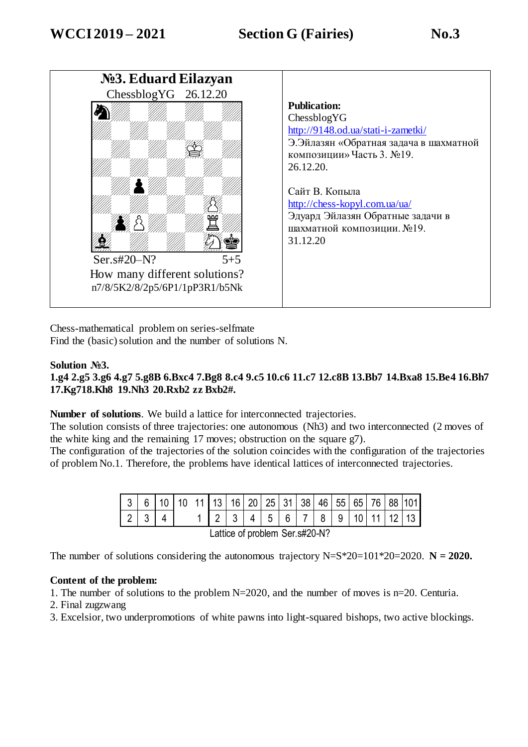**№3. Eduard Eilazyan**

ChessblogYG 26.12.20

Ser.s#20–N? 5+5

How many different solutions?

n7/8/5K2/8/2p5/6P1/1pP3R1/b5Nk

**Publication:**
ChessblogYG
http://9148.od.ua/stati-i-zametki/
Э.Эйлазян «Обратная задача в шахматной композиции» Часть 3. №19.
26.12.20.

Сайт В. Копыла
http://chess-kopyl.com.ua/ua/
Эдуард Эйлазян Обратные задачи в шахматной композиции. №19.
31.12.20

Chess-mathematical problem on series-selfmate
Find the (basic) solution and the number of solutions N.

**Solution №3.**
**1.g4 2.g5 3.g6 4.g7 5.g8B 6.Bxc4 7.Bg8 8.c4 9.c5 10.c6 11.c7 12.c8B 13.Bb7 14.Bxa8 15.Be4 16.Bh7 17.Kg718.Kh8 19.Nh3 20.Rxb2 zz Bxb2#.**

**Number of solutions**. We build a lattice for interconnected trajectories.
The solution consists of three trajectories: one autonomous (Nh3) and two interconnected (2 moves of the white king and the remaining 17 moves; obstruction on the square g7).
The configuration of the trajectories of the solution coincides with the configuration of the trajectories of problem No.1. Therefore, the problems have identical lattices of interconnected trajectories.

| 3 | 6 | 10 | 10 | 11 | 13 | 16 | 20 | 25 | 31 | 38 | 46 | 55 | 65 | 76 | 88 | 101 |
|---|---|---|---|---|---|---|---|---|---|---|---|---|---|---|---|---|
| 2 | 3 | 4 | | 1 | 2 | 3 | 4 | 5 | 6 | 7 | 8 | 9 | 10 | 11 | 12 | 13 |

Lattice of problem Ser.s#20-N?

The number of solutions considering the autonomous trajectory N=S\*20=101\*20=2020. **N = 2020.**

**Content of the problem:**
1. The number of solutions to the problem N=2020, and the number of moves is n=20. Centuria.
2. Final zugzwang
3. Excelsior, two underpromotions of white pawns into light-squared bishops, two active blockings.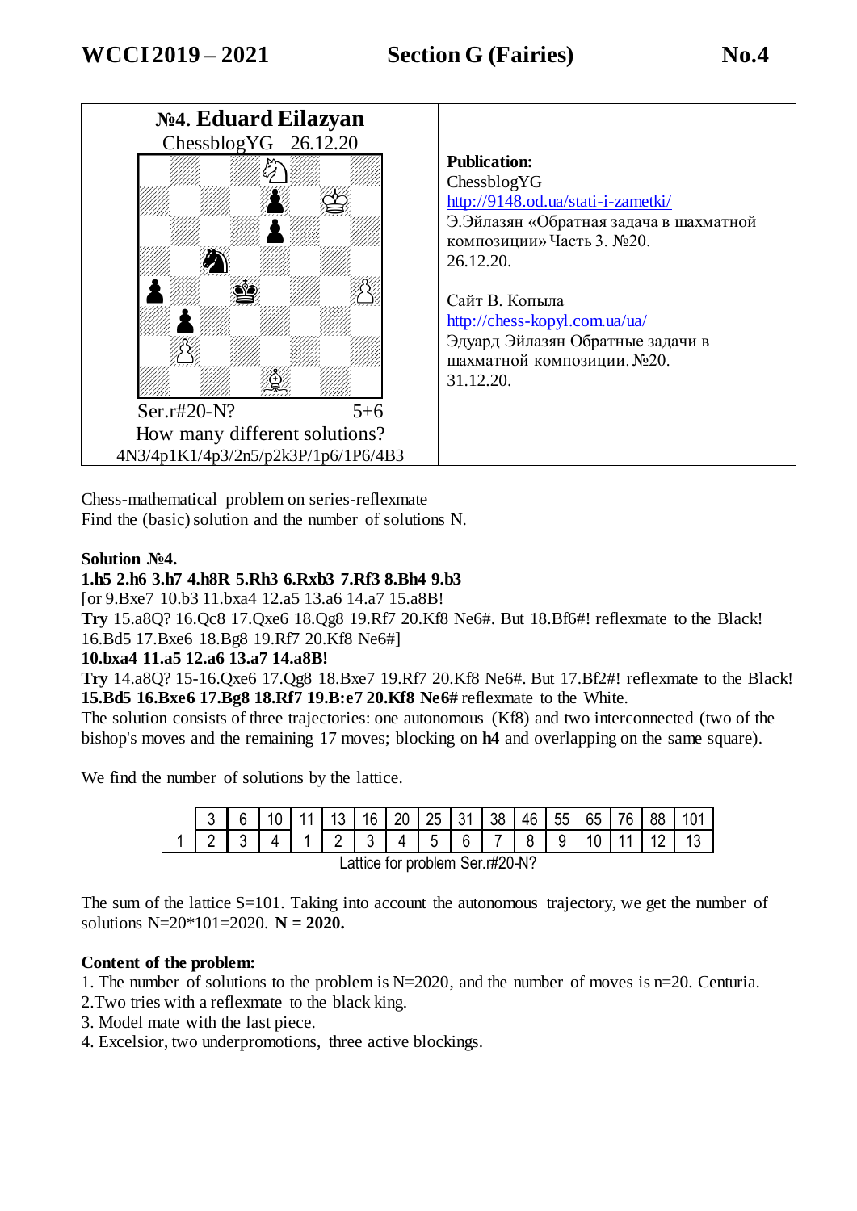# WCCI 2019 – 2021 Section G (Fairies) No.4

| №4. Eduard Eilazyan<br>ChessblogYG 26.12.20<br><br>Ser.r#20-N? 5+6<br>How many different solutions?<br>4N3/4p1K1/4p3/2n5/p2k3P/1p6/1P6/4B3 | **Publication:**<br>ChessblogYG<br>http://9148.od.ua/stati-i-zametki/<br>Э.Эйлазян «Обратная задача в шахматной композиции» Часть 3. №20.<br>26.12.20.<br><br>Сайт В. Копыла<br>http://chess-kopyl.com.ua/ua/<br>Эдуард Эйлазян Обратные задачи в шахматной композиции. №20.<br>31.12.20. |
|---|---|

Chess-mathematical problem on series-reflexmate
Find the (basic) solution and the number of solutions N.

**Solution №4.**

**1.h5 2.h6 3.h7 4.h8R 5.Rh3 6.Rxb3 7.Rf3 8.Bh4 9.b3**
[or 9.Bxe7 10.b3 11.bxa4 12.a5 13.a6 14.a7 15.a8B!
**Try** 15.a8Q? 16.Qc8 17.Qxe6 18.Qg8 19.Rf7 20.Kf8 Ne6#. But 18.Bf6#! reflexmate to the Black!
16.Bd5 17.Bxe6 18.Bg8 19.Rf7 20.Kf8 Ne6#]
**10.bxa4 11.a5 12.a6 13.a7 14.a8B!**
**Try** 14.a8Q? 15-16.Qxe6 17.Qg8 18.Bxe7 19.Rf7 20.Kf8 Ne6#. But 17.Bf2#! reflexmate to the Black!
**15.Bd5 16.Bxe6 17.Bg8 18.Rf7 19.B:e7 20.Kf8 Ne6#** reflexmate to the White.
The solution consists of three trajectories: one autonomous (Kf8) and two interconnected (two of the bishop's moves and the remaining 17 moves; blocking on **h4** and overlapping on the same square).

We find the number of solutions by the lattice.

| | 3 | 6 | 10 | 11 | 13 | 16 | 20 | 25 | 31 | 38 | 46 | 55 | 65 | 76 | 88 | 101 |
|---|---|---|---|---|---|---|---|---|---|---|---|---|---|---|---|---|
| 1 | 2 | 3 | 4 | 1 | 2 | 3 | 4 | 5 | 6 | 7 | 8 | 9 | 10 | 11 | 12 | 13 |

Lattice for problem Ser.r#20-N?

The sum of the lattice S=101. Taking into account the autonomous trajectory, we get the number of solutions N=20*101=2020. **N = 2020.**

**Content of the problem:**

1. The number of solutions to the problem is N=2020, and the number of moves is n=20. Centuria.
2. Two tries with a reflexmate to the black king.
3. Model mate with the last piece.
4. Excelsior, two underpromotions, three active blockings.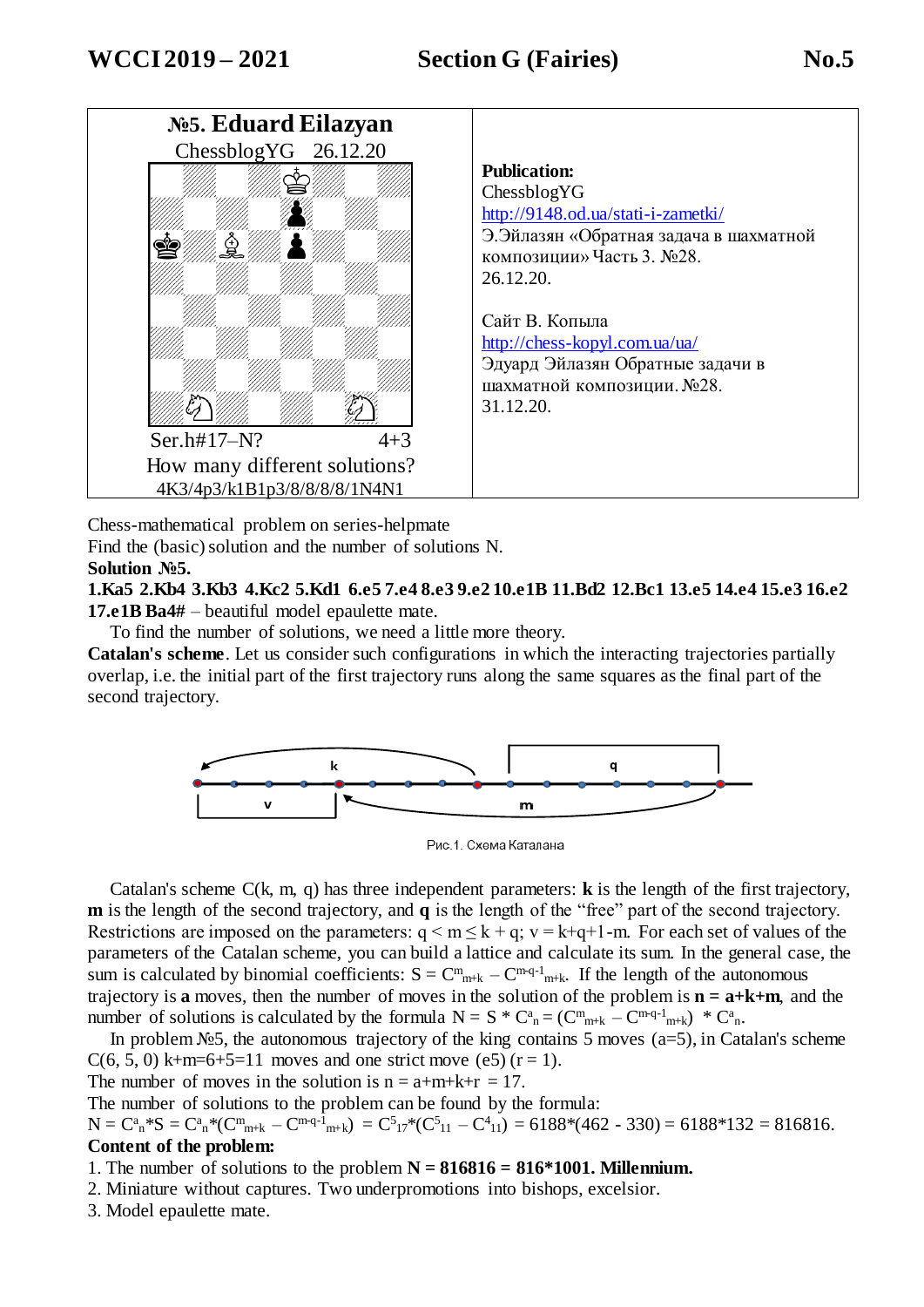# WCCI 2019 – 2021 Section G (Fairies) No.5

| №5. Eduard Eilazyan | Publication: |
|---|---|
| ChessblogYG 26.12.20 | ChessblogYG |
| Ser.h#17–N? 4+3 | http://9148.od.ua/stati-i-zametki/ |
| How many different solutions? | Э.Эйлазян «Обратная задача в шахматной композиции» Часть 3. №28. 26.12.20. |
| 4K3/4p3/k1B1p3/8/8/8/8/1N4N1 | Сайт В. Копыла http://chess-kopyl.com.ua/ua/ Эдуард Эйлазян Обратные задачи в шахматной композиции. №28. 31.12.20. |

Chess-mathematical problem on series-helpmate

Find the (basic) solution and the number of solutions N.

**Solution №5.**

**1.Ka5 2.Kb4 3.Kb3 4.Kc2 5.Kd1 6.e5 7.e4 8.e3 9.e2 10.e1B 11.Bd2 12.Bc1 13.e5 14.e4 15.e3 16.e2 17.e1B Ba4#** – beautiful model epaulette mate.

To find the number of solutions, we need a little more theory.

**Catalan's scheme**. Let us consider such configurations in which the interacting trajectories partially overlap, i.e. the initial part of the first trajectory runs along the same squares as the final part of the second trajectory.

Рис.1. Схема Каталана

Catalan's scheme C(k, m, q) has three independent parameters: **k** is the length of the first trajectory, **m** is the length of the second trajectory, and **q** is the length of the "free" part of the second trajectory. Restrictions are imposed on the parameters: $q < m \le k + q$; $v = k+q+1-m$. For each set of values of the parameters of the Catalan scheme, you can build a lattice and calculate its sum. In the general case, the sum is calculated by binomial coefficients: $S = C^{m}_{m+k} - C^{m-q-1}_{m+k}$. If the length of the autonomous trajectory is **a** moves, then the number of moves in the solution of the problem is **n = a+k+m**, and the number of solutions is calculated by the formula $N = S * C^{a}_{n} = (C^{m}_{m+k} - C^{m-q-1}_{m+k}) * C^{a}_{n}$.

In problem №5, the autonomous trajectory of the king contains 5 moves (a=5), in Catalan's scheme C(6, 5, 0) k+m=6+5=11 moves and one strict move (e5) (r = 1).

The number of moves in the solution is n = a+m+k+r = 17.

The number of solutions to the problem can be found by the formula:

$N = C^{a}_{n}*S = C^{a}_{n}*(C^{m}_{m+k} - C^{m-q-1}_{m+k}) = C^{5}_{17}*(C^{5}_{11} - C^{4}_{11}) = 6188*(462 - 330) = 6188*132 = 816816.$

**Content of the problem:**

1. The number of solutions to the problem **N = 816816 = 816*1001. Millennium.**
2. Miniature without captures. Two underpromotions into bishops, excelsior.
3. Model epaulette mate.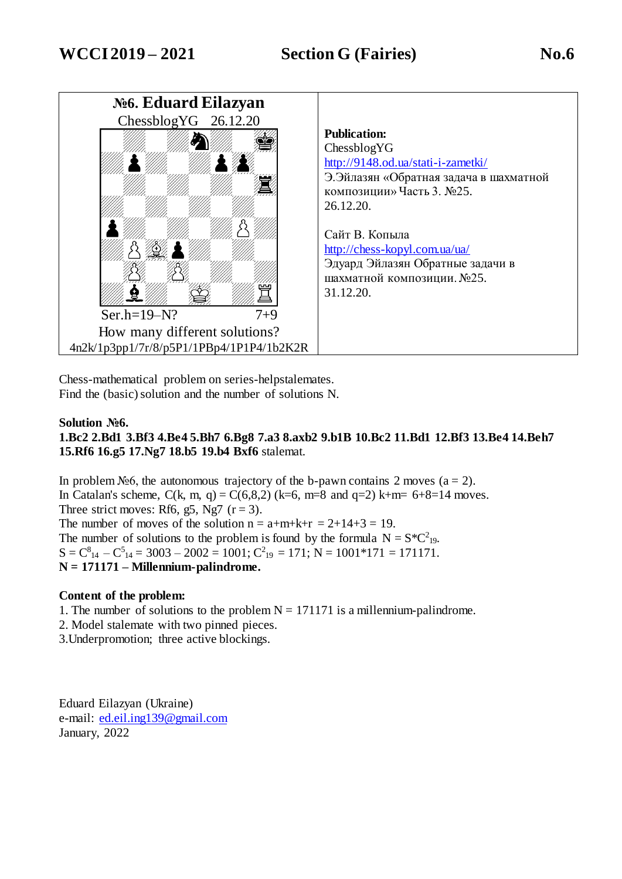**WCCI 2019 – 2021** **Section G (Fairies)** **No.6**

| **№6. Eduard Eilazyan** | **Publication:** |
|---|---|
| ChessblogYG 26.12.20 | ChessblogYG |
| | http://9148.od.ua/stati-i-zametki/ |
| | Э.Эйлазян «Обратная задача в шахматной композиции» Часть 3. №25. 26.12.20. |
| | Сайт В. Копыла |
| | http://chess-kopyl.com.ua/ua/ |
| | Эдуард Эйлазян Обратные задачи в шахматной композиции. №25. 31.12.20. |
| Ser.h=19–N? 7+9 | |
| How many different solutions? | |
| 4n2k/1p3pp1/7r/8/p5P1/1PBp4/1P1P4/1b2K2R | |

Chess-mathematical problem on series-helpstalemates.
Find the (basic) solution and the number of solutions N.

**Solution №6.**
**1.Bc2 2.Bd1 3.Bf3 4.Be4 5.Bh7 6.Bg8 7.a3 8.axb2 9.b1B 10.Bc2 11.Bd1 12.Bf3 13.Be4 14.Beh7 15.Rf6 16.g5 17.Ng7 18.b5 19.b4 Bxf6** stalemat.

In problem №6, the autonomous trajectory of the b-pawn contains 2 moves (a = 2).
In Catalan's scheme, C(k, m, q) = C(6,8,2) (k=6, m=8 and q=2) k+m= 6+8=14 moves.
Three strict moves: Rf6, g5, Ng7 (r = 3).
The number of moves of the solution n = a+m+k+r = 2+14+3 = 19.
The number of solutions to the problem is found by the formula $N = S*C^{2}_{19}$.
$S = C^{8}_{14} - C^{5}_{14} = 3003 - 2002 = 1001$; $C^{2}_{19} = 171$; $N = 1001*171 = 171171$.
**N = 171171 – Millennium-palindrome.**

**Content of the problem:**
1. The number of solutions to the problem N = 171171 is a millennium-palindrome.
2. Model stalemate with two pinned pieces.
3. Underpromotion; three active blockings.

Eduard Eilazyan (Ukraine)
e-mail: ed.eil.ing139@gmail.com
January, 2022